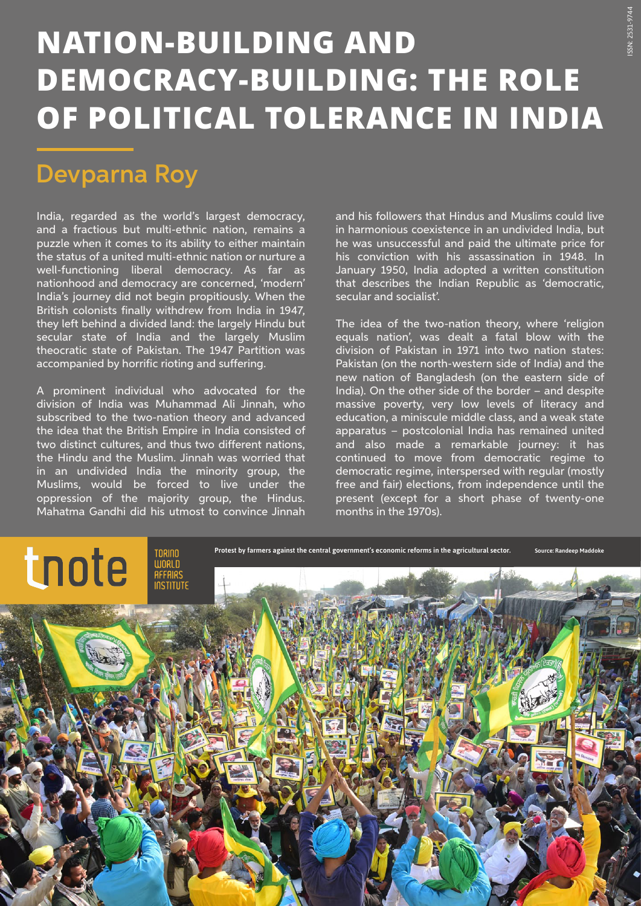# NATION-BUILDING AND DEMOCRACY-BUILDING: THE ROLE OF POLITICAL TOLERANCE IN INDIA

## Devparna Roy

India, regarded as the world's largest democracy, and a fractious but multi-ethnic nation, remains a puzzle when it comes to its ability to either maintain the status of a united multi-ethnic nation or nurture a well-functioning liberal democracy. As far as nationhood and democracy are concerned, 'modern' India's journey did not begin propitiously. When the British colonists finally withdrew from India in 1947, they left behind a divided land: the largely Hindu but secular state of India and the largely Muslim theocratic state of Pakistan. The 1947 Partition was accompanied by horrific rioting and suffering.

A prominent individual who advocated for the division of India was Muhammad Ali Jinnah, who subscribed to the two-nation theory and advanced the idea that the British Empire in India consisted of two distinct cultures, and thus two different nations, the Hindu and the Muslim. Jinnah was worried that in an undivided India the minority group, the Muslims, would be forced to live under the oppression of the majority group, the Hindus. Mahatma Gandhi did his utmost to convince Jinnah and his followers that Hindus and Muslims could live in harmonious coexistence in an undivided India, but he was unsuccessful and paid the ultimate price for his conviction with his assassination in 1948. In January 1950, India adopted a written constitution that describes the Indian Republic as 'democratic, secular and socialist'.

The idea of the two-nation theory, where 'religion equals nation', was dealt a fatal blow with the division of Pakistan in 1971 into two nation states: Pakistan (on the north-western side of India) and the new nation of Bangladesh (on the eastern side of India). On the other side of the border – and despite massive poverty, very low levels of literacy and education, a miniscule middle class, and a weak state apparatus – postcolonial India has remained united and also made a remarkable journey: it has continued to move from democratic regime to democratic regime, interspersed with regular (mostly free and fair) elections, from independence until the present (except for a short phase of twenty-one months in the 1970s).

Protest by farmers against the central government's economic reforms in the agricultural sector. Source: Randeep Maddoke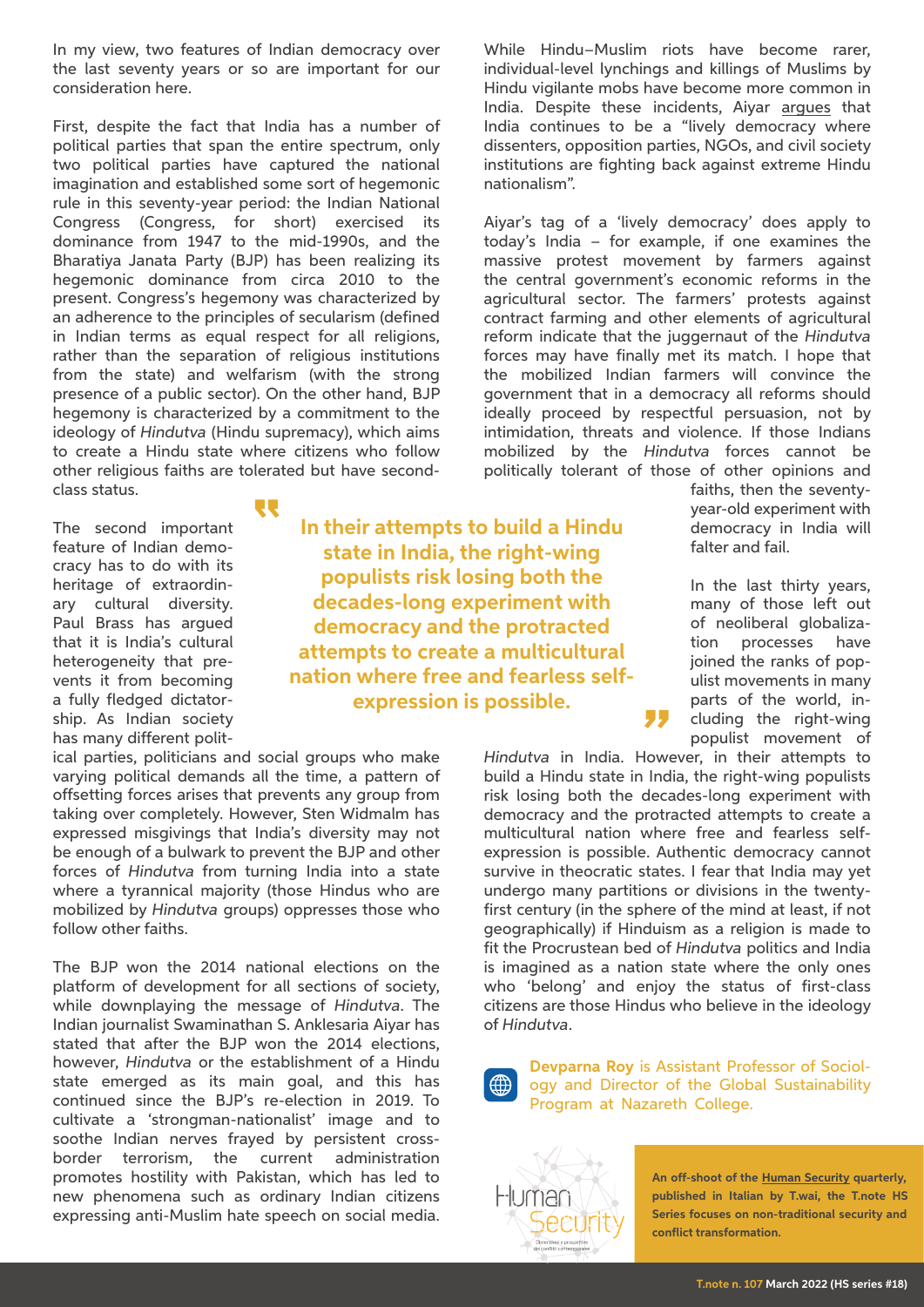In my view, two features of Indian democracy over the last seventy years or so are important for our consideration here.

First, despite the fact that India has a number of political parties that span the entire spectrum, only two political parties have captured the national imagination and established some sort of hegemonic rule in this seventy-year period: the Indian National Congress (Congress, for short) exercised its dominance from 1947 to the mid-1990s, and the Bharatiya Janata Party (BJP) has been realizing its hegemonic dominance from circa 2010 to the present. Congress's hegemony was characterized by an adherence to the principles of secularism (defined in Indian terms as equal respect for all religions, rather than the separation of religious institutions from the state) and welfarism (with the strong presence of a public sector). On the other hand, BJP hegemony is characterized by a commitment to the ideology of *Hindutva* (Hindu supremacy), which aims to create a Hindu state where citizens who follow other religious faiths are tolerated but have second-class status.

The second important feature of Indian democracy has to do with its heritage of extraordinary cultural diversity. Paul Brass has argued that it is India's cultural heterogeneity that prevents it from becoming a fully fledged dictatorship. As Indian society has many different political parties, politicians and social groups who make varying political demands all the time, a pattern of offsetting forces arises that prevents any group from taking over completely. However, Sten Widmalm has expressed misgivings that India's diversity may not be enough of a bulwark to prevent the BJP and other forces of *Hindutva* from turning India into a state where a tyrannical majority (those Hindus who are mobilized by *Hindutva* groups) oppresses those who follow other faiths.

The BJP won the 2014 national elections on the platform of development for all sections of society, while downplaying the message of *Hindutva*. The Indian journalist Swaminathan S. Anklesaria Aiyar has stated that after the BJP won the 2014 elections, however, *Hindutva* or the establishment of a Hindu state emerged as its main goal, and this has continued since the BJP's re-election in 2019. To cultivate a 'strongman-nationalist' image and to soothe Indian nerves frayed by persistent cross-border terrorism, the current administration promotes hostility with Pakistan, which has led to new phenomena such as ordinary Indian citizens expressing anti-Muslim hate speech on social media.

While Hindu–Muslim riots have become rarer, individual-level lynchings and killings of Muslims by Hindu vigilante mobs have become more common in India. Despite these incidents, Aiyar argues that India continues to be a "lively democracy where dissenters, opposition parties, NGOs, and civil society institutions are fighting back against extreme Hindu nationalism".

Aiyar's tag of a 'lively democracy' does apply to today's India – for example, if one examines the massive protest movement by farmers against the central government's economic reforms in the agricultural sector. The farmers' protests against contract farming and other elements of agricultural reform indicate that the juggernaut of the *Hindutva* forces may have finally met its match. I hope that the mobilized Indian farmers will convince the government that in a democracy all reforms should ideally proceed by respectful persuasion, not by intimidation, threats and violence. If those Indians mobilized by the *Hindutva* forces cannot be politically tolerant of those of other opinions and faiths, then the seventy-year-old experiment with democracy in India will falter and fail.

> **"In their attempts to build a Hindu state in India, the right-wing populists risk losing both the decades-long experiment with democracy and the protracted attempts to create a multicultural nation where free and fearless self-expression is possible."**

In the last thirty years, many of those left out of neoliberal globalization processes have joined the ranks of populist movements in many parts of the world, including the right-wing populist movement of *Hindutva* in India. However, in their attempts to build a Hindu state in India, the right-wing populists risk losing both the decades-long experiment with democracy and the protracted attempts to create a multicultural nation where free and fearless self-expression is possible. Authentic democracy cannot survive in theocratic states. I fear that India may yet undergo many partitions or divisions in the twenty-first century (in the sphere of the mind at least, if not geographically) if Hinduism as a religion is made to fit the Procrustean bed of *Hindutva* politics and India is imagined as a nation state where the only ones who 'belong' and enjoy the status of first-class citizens are those Hindus who believe in the ideology of *Hindutva*.

**Devparna Roy** is Assistant Professor of Sociology and Director of the Global Sustainability Program at Nazareth College.

**An off-shoot of the Human Security quarterly, published in Italian by T.wai, the T.note HS Series focuses on non-traditional security and conflict transformation.**